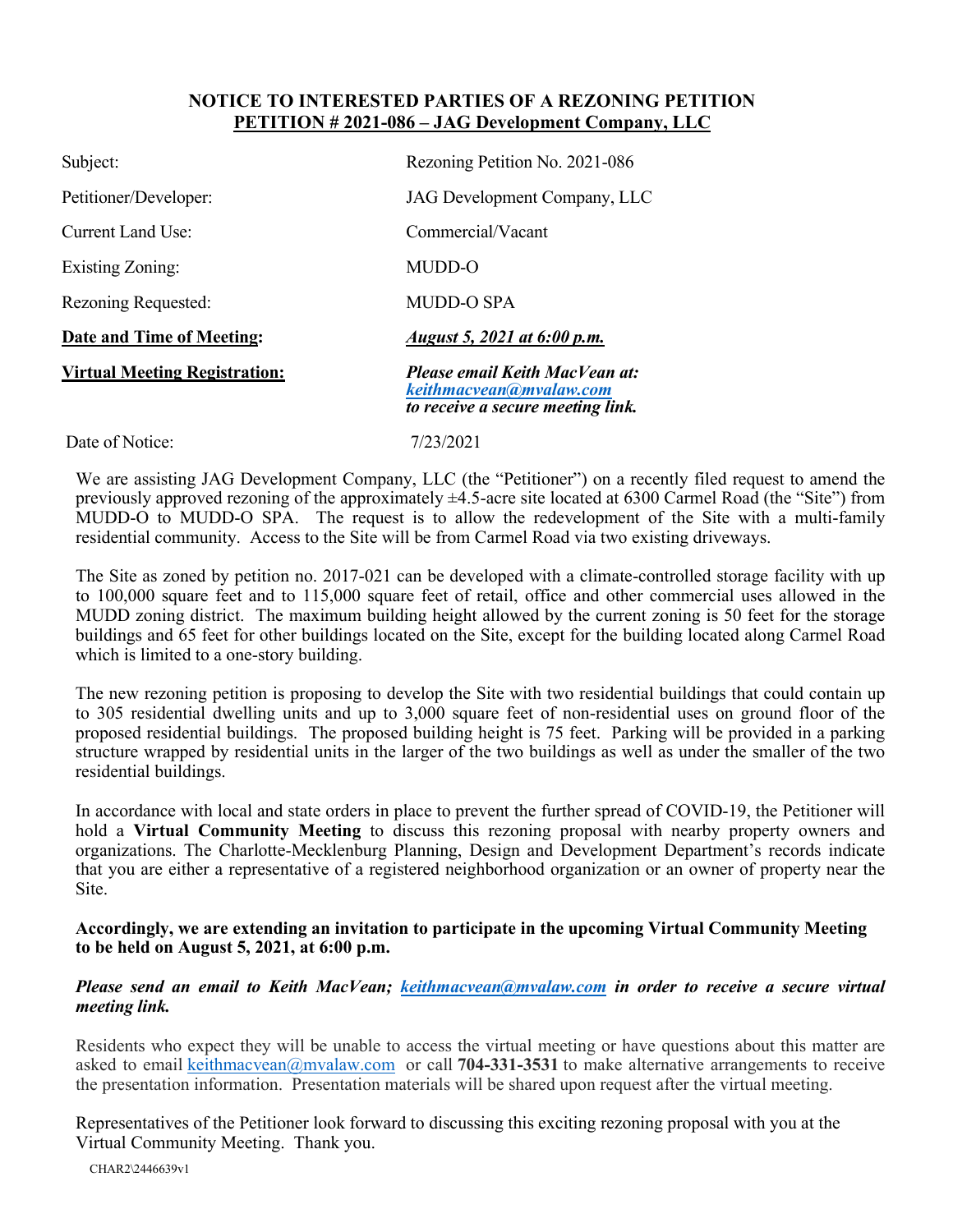# NOTICE TO INTERESTED PARTIES OF A REZONING PETITION

## PETITION # 2021-086 – JAG Development Company, LLC

| | |
|---|---|
| Subject: | Rezoning Petition No. 2021-086 |
| Petitioner/Developer: | JAG Development Company, LLC |
| Current Land Use: | Commercial/Vacant |
| Existing Zoning: | MUDD-O |
| Rezoning Requested: | MUDD-O SPA |
| **Date and Time of Meeting:** | ***August 5, 2021 at 6:00 p.m.*** |
| **Virtual Meeting Registration:** | ***Please email Keith MacVean at: keithmacvean@mvalaw.com to receive a secure meeting link.*** |
| Date of Notice: | 7/23/2021 |

We are assisting JAG Development Company, LLC (the "Petitioner") on a recently filed request to amend the previously approved rezoning of the approximately ±4.5-acre site located at 6300 Carmel Road (the "Site") from MUDD-O to MUDD-O SPA. The request is to allow the redevelopment of the Site with a multi-family residential community. Access to the Site will be from Carmel Road via two existing driveways.

The Site as zoned by petition no. 2017-021 can be developed with a climate-controlled storage facility with up to 100,000 square feet and to 115,000 square feet of retail, office and other commercial uses allowed in the MUDD zoning district. The maximum building height allowed by the current zoning is 50 feet for the storage buildings and 65 feet for other buildings located on the Site, except for the building located along Carmel Road which is limited to a one-story building.

The new rezoning petition is proposing to develop the Site with two residential buildings that could contain up to 305 residential dwelling units and up to 3,000 square feet of non-residential uses on ground floor of the proposed residential buildings. The proposed building height is 75 feet. Parking will be provided in a parking structure wrapped by residential units in the larger of the two buildings as well as under the smaller of the two residential buildings.

In accordance with local and state orders in place to prevent the further spread of COVID-19, the Petitioner will hold a **Virtual Community Meeting** to discuss this rezoning proposal with nearby property owners and organizations. The Charlotte-Mecklenburg Planning, Design and Development Department's records indicate that you are either a representative of a registered neighborhood organization or an owner of property near the Site.

**Accordingly, we are extending an invitation to participate in the upcoming Virtual Community Meeting to be held on August 5, 2021, at 6:00 p.m.**

***Please send an email to Keith MacVean; keithmacvean@mvalaw.com in order to receive a secure virtual meeting link.***

Residents who expect they will be unable to access the virtual meeting or have questions about this matter are asked to email keithmacvean@mvalaw.com or call **704-331-3531** to make alternative arrangements to receive the presentation information. Presentation materials will be shared upon request after the virtual meeting.

Representatives of the Petitioner look forward to discussing this exciting rezoning proposal with you at the Virtual Community Meeting. Thank you.

CHAR2\2446639v1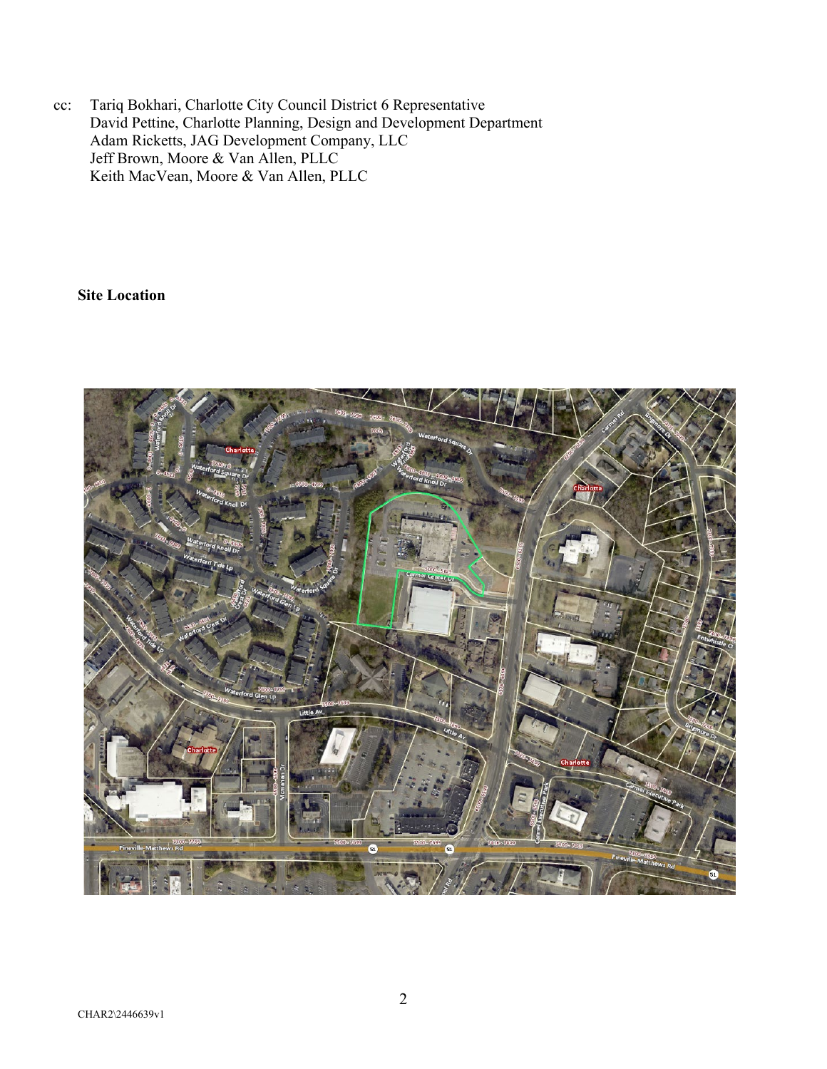cc: Tariq Bokhari, Charlotte City Council District 6 Representative
David Pettine, Charlotte Planning, Design and Development Department
Adam Ricketts, JAG Development Company, LLC
Jeff Brown, Moore & Van Allen, PLLC
Keith MacVean, Moore & Van Allen, PLLC

**Site Location**

CHAR2\2446639v1